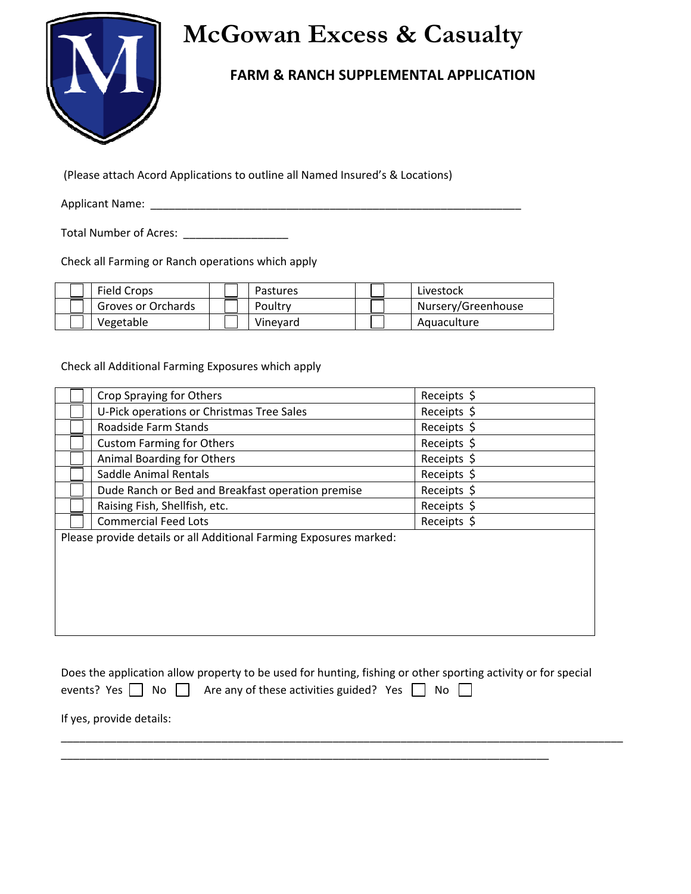# McGowan Excess & Casualty

## FARM & RANCH SUPPLEMENTAL APPLICATION

(Please attach Acord Applications to outline all Named Insured's & Locations)

Applicant Name: ___________________________________________________________

Total Number of Acres: _________________

Check all Farming or Ranch operations which apply

| ☐ | Field Crops | ☐ | Pastures | ☐ | Livestock |
|---|---|---|---|---|---|
| ☐ | Groves or Orchards | ☐ | Poultry | ☐ | Nursery/Greenhouse |
| ☐ | Vegetable | ☐ | Vineyard | ☐ | Aquaculture |

Check all Additional Farming Exposures which apply

| ☐ | Crop Spraying for Others | Receipts $ |
|---|---|---|
| ☐ | U-Pick operations or Christmas Tree Sales | Receipts $ |
| ☐ | Roadside Farm Stands | Receipts $ |
| ☐ | Custom Farming for Others | Receipts $ |
| ☐ | Animal Boarding for Others | Receipts $ |
| ☐ | Saddle Animal Rentals | Receipts $ |
| ☐ | Dude Ranch or Bed and Breakfast operation premise | Receipts $ |
| ☐ | Raising Fish, Shellfish, etc. | Receipts $ |
| ☐ | Commercial Feed Lots | Receipts $ |

Please provide details or all Additional Farming Exposures marked:

Does the application allow property to be used for hunting, fishing or other sporting activity or for special events? Yes ☐ No ☐ Are any of these activities guided? Yes ☐ No ☐

If yes, provide details:

_____________________________________________________________________________________

_____________________________________________________________________________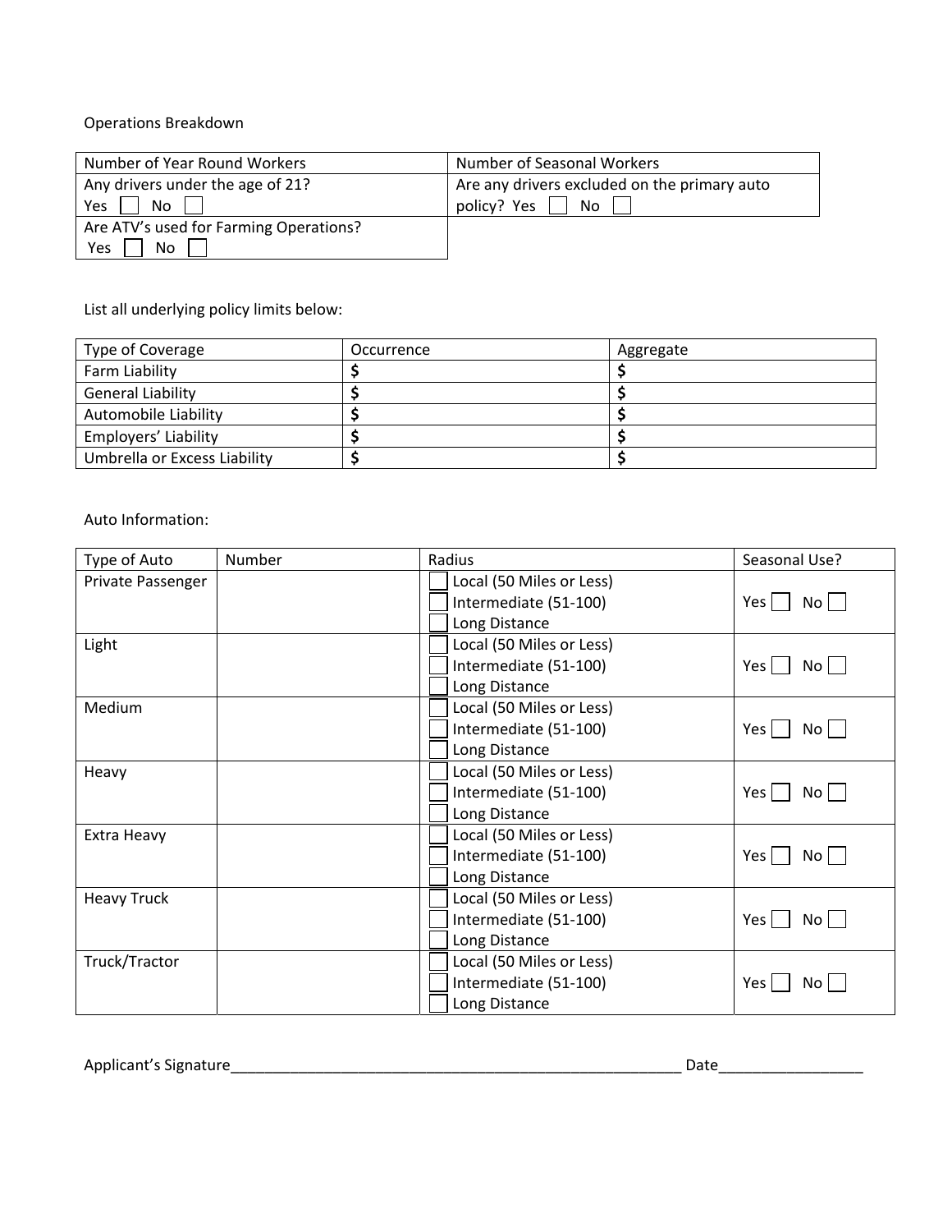Operations Breakdown

| | |
|---|---|
| Number of Year Round Workers | Number of Seasonal Workers |
| Any drivers under the age of 21?<br>Yes ☐ No ☐ | Are any drivers excluded on the primary auto policy? Yes ☐ No ☐ |
| Are ATV's used for Farming Operations?<br>Yes ☐ No ☐ | |

List all underlying policy limits below:

| Type of Coverage | Occurrence | Aggregate |
|---|---|---|
| Farm Liability | $ | $ |
| General Liability | $ | $ |
| Automobile Liability | $ | $ |
| Employers' Liability | $ | $ |
| Umbrella or Excess Liability | $ | $ |

Auto Information:

| Type of Auto | Number | Radius | Seasonal Use? |
|---|---|---|---|
| Private Passenger | | ☐ Local (50 Miles or Less)<br>☐ Intermediate (51-100)<br>☐ Long Distance | Yes ☐ No ☐ |
| Light | | ☐ Local (50 Miles or Less)<br>☐ Intermediate (51-100)<br>☐ Long Distance | Yes ☐ No ☐ |
| Medium | | ☐ Local (50 Miles or Less)<br>☐ Intermediate (51-100)<br>☐ Long Distance | Yes ☐ No ☐ |
| Heavy | | ☐ Local (50 Miles or Less)<br>☐ Intermediate (51-100)<br>☐ Long Distance | Yes ☐ No ☐ |
| Extra Heavy | | ☐ Local (50 Miles or Less)<br>☐ Intermediate (51-100)<br>☐ Long Distance | Yes ☐ No ☐ |
| Heavy Truck | | ☐ Local (50 Miles or Less)<br>☐ Intermediate (51-100)<br>☐ Long Distance | Yes ☐ No ☐ |
| Truck/Tractor | | ☐ Local (50 Miles or Less)<br>☐ Intermediate (51-100)<br>☐ Long Distance | Yes ☐ No ☐ |

Applicant's Signature_______________________________________________________ Date_________________